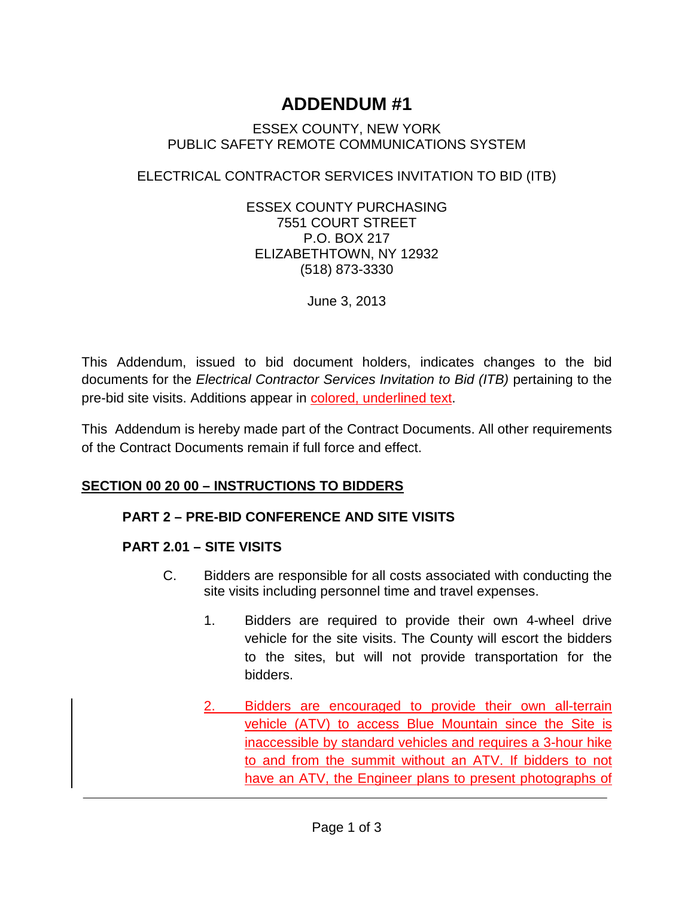# ADDENDUM #1

ESSEX COUNTY, NEW YORK
PUBLIC SAFETY REMOTE COMMUNICATIONS SYSTEM

ELECTRICAL CONTRACTOR SERVICES INVITATION TO BID (ITB)

ESSEX COUNTY PURCHASING
7551 COURT STREET
P.O. BOX 217
ELIZABETHTOWN, NY 12932
(518) 873-3330

June 3, 2013

This Addendum, issued to bid document holders, indicates changes to the bid documents for the *Electrical Contractor Services Invitation to Bid (ITB)* pertaining to the pre-bid site visits. Additions appear in <u>colored, underlined text</u>.

This Addendum is hereby made part of the Contract Documents. All other requirements of the Contract Documents remain if full force and effect.

## <u>SECTION 00 20 00 – INSTRUCTIONS TO BIDDERS</u>

### PART 2 – PRE-BID CONFERENCE AND SITE VISITS

### PART 2.01 – SITE VISITS

C. Bidders are responsible for all costs associated with conducting the site visits including personnel time and travel expenses.

1. Bidders are required to provide their own 4-wheel drive vehicle for the site visits. The County will escort the bidders to the sites, but will not provide transportation for the bidders.

2. <u>Bidders are encouraged to provide their own all-terrain vehicle (ATV) to access Blue Mountain since the Site is inaccessible by standard vehicles and requires a 3-hour hike to and from the summit without an ATV. If bidders to not have an ATV, the Engineer plans to present photographs of</u>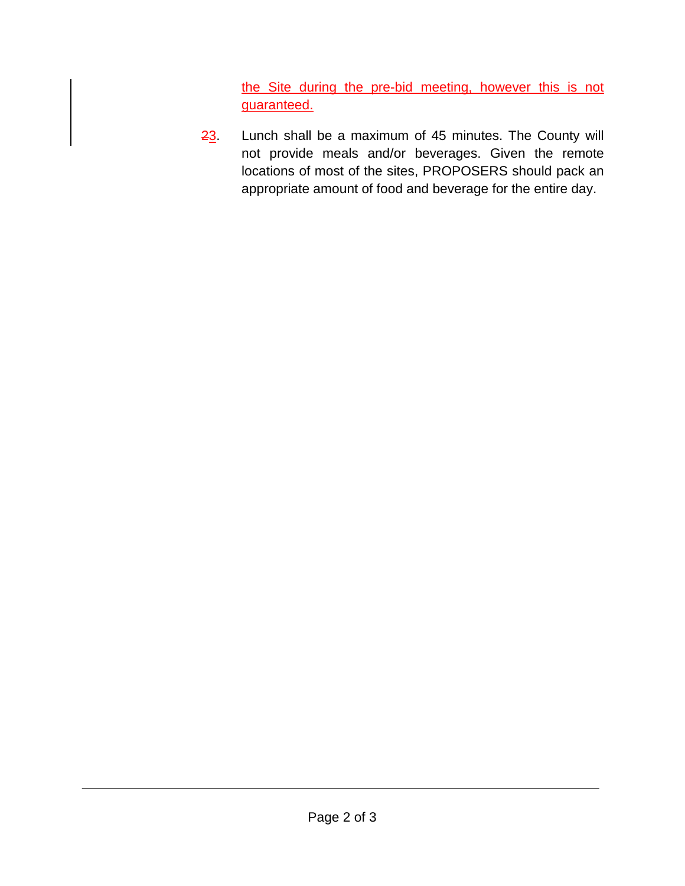the Site during the pre-bid meeting, however this is not guaranteed.

~~2~~3. Lunch shall be a maximum of 45 minutes. The County will not provide meals and/or beverages. Given the remote locations of most of the sites, PROPOSERS should pack an appropriate amount of food and beverage for the entire day.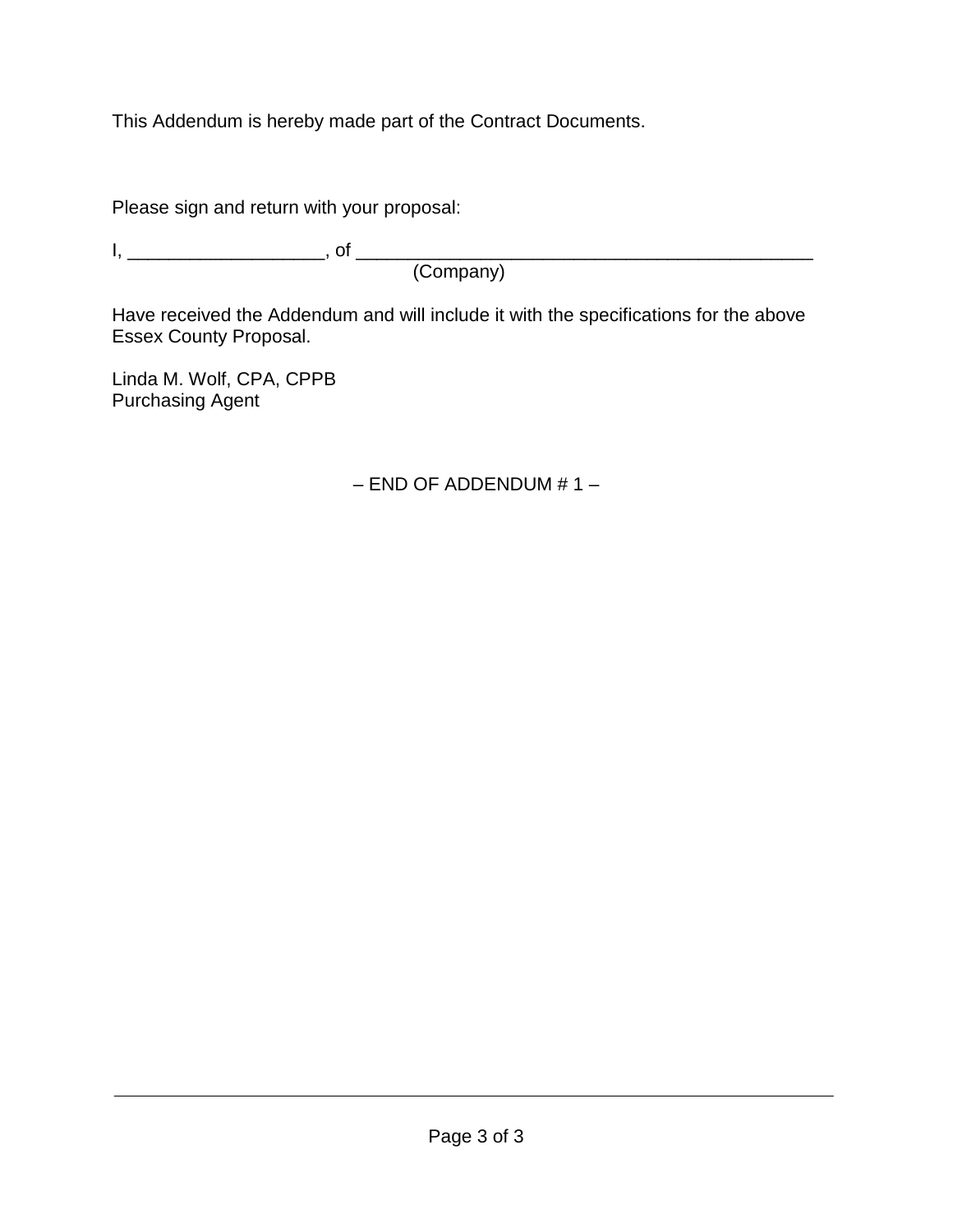This Addendum is hereby made part of the Contract Documents.

Please sign and return with your proposal:

I, ___________________, of _____________________________________________
(Company)

Have received the Addendum and will include it with the specifications for the above Essex County Proposal.

Linda M. Wolf, CPA, CPPB
Purchasing Agent

– END OF ADDENDUM # 1 –